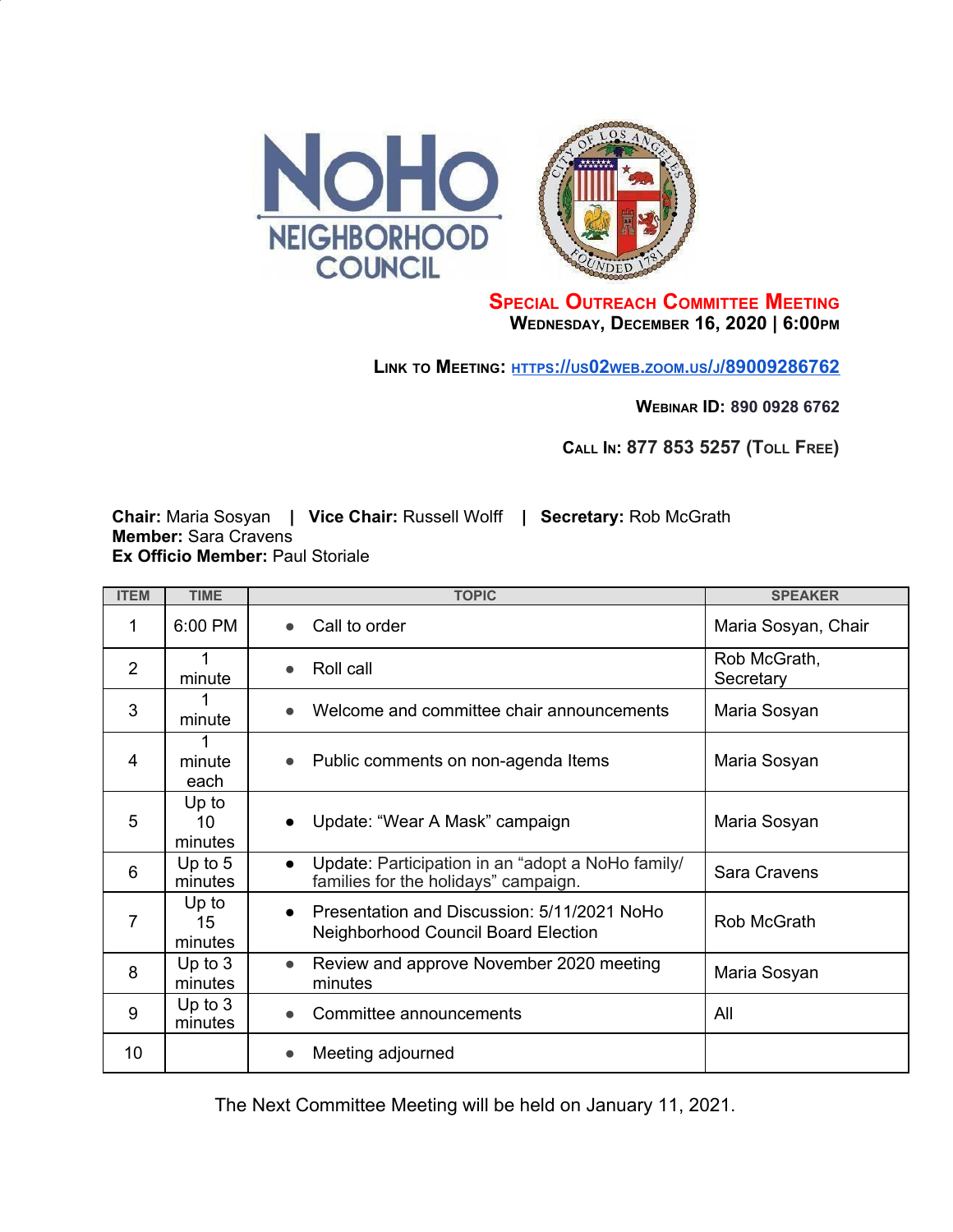**NoHo NEIGHBORHOOD COUNCIL**

# Special Outreach Committee Meeting

**Wednesday, December 16, 2020 | 6:00pm**

**Link to Meeting: [https://us02web.zoom.us/j/89009286762](https://us02web.zoom.us/j/89009286762)**

**Webinar ID: 890 0928 6762**

**Call In: 877 853 5257 (Toll Free)**

**Chair:** Maria Sosyan | **Vice Chair:** Russell Wolff | **Secretary:** Rob McGrath
**Member:** Sara Cravens
**Ex Officio Member:** Paul Storiale

| ITEM | TIME | TOPIC | SPEAKER |
|---|---|---|---|
| 1 | 6:00 PM | • Call to order | Maria Sosyan, Chair |
| 2 | 1 minute | • Roll call | Rob McGrath, Secretary |
| 3 | 1 minute | • Welcome and committee chair announcements | Maria Sosyan |
| 4 | 1 minute each | • Public comments on non-agenda Items | Maria Sosyan |
| 5 | Up to 10 minutes | • Update: "Wear A Mask" campaign | Maria Sosyan |
| 6 | Up to 5 minutes | • Update: Participation in an "adopt a NoHo family/ families for the holidays" campaign. | Sara Cravens |
| 7 | Up to 15 minutes | • Presentation and Discussion: 5/11/2021 NoHo Neighborhood Council Board Election | Rob McGrath |
| 8 | Up to 3 minutes | • Review and approve November 2020 meeting minutes | Maria Sosyan |
| 9 | Up to 3 minutes | • Committee announcements | All |
| 10 | | • Meeting adjourned | |

The Next Committee Meeting will be held on January 11, 2021.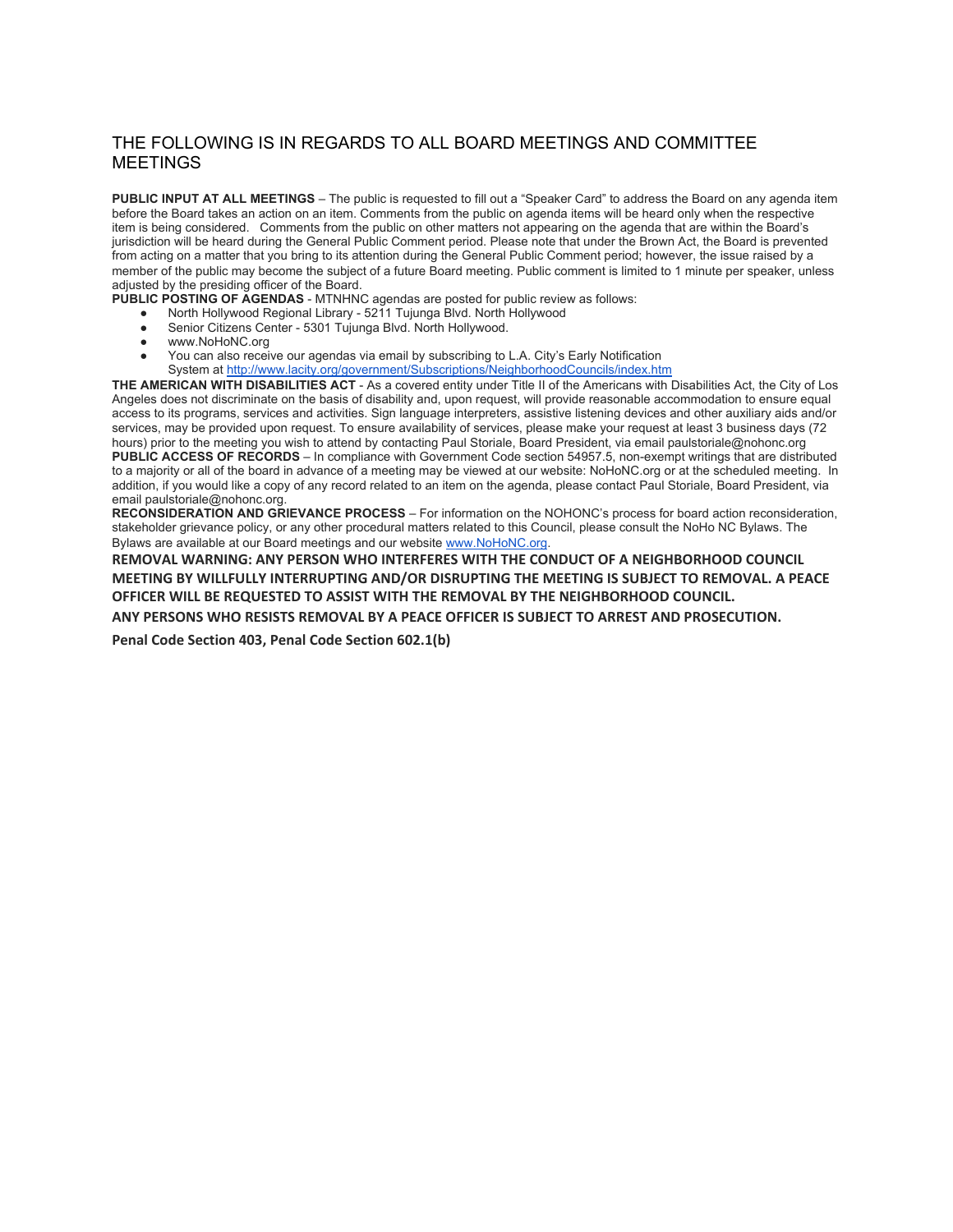## THE FOLLOWING IS IN REGARDS TO ALL BOARD MEETINGS AND COMMITTEE MEETINGS

**PUBLIC INPUT AT ALL MEETINGS** – The public is requested to fill out a "Speaker Card" to address the Board on any agenda item before the Board takes an action on an item. Comments from the public on agenda items will be heard only when the respective item is being considered. Comments from the public on other matters not appearing on the agenda that are within the Board's jurisdiction will be heard during the General Public Comment period. Please note that under the Brown Act, the Board is prevented from acting on a matter that you bring to its attention during the General Public Comment period; however, the issue raised by a member of the public may become the subject of a future Board meeting. Public comment is limited to 1 minute per speaker, unless adjusted by the presiding officer of the Board.

**PUBLIC POSTING OF AGENDAS** - MTNHNC agendas are posted for public review as follows:

- North Hollywood Regional Library - 5211 Tujunga Blvd. North Hollywood
- Senior Citizens Center - 5301 Tujunga Blvd. North Hollywood.
- www.NoHoNC.org
- You can also receive our agendas via email by subscribing to L.A. City's Early Notification System at [http://www.lacity.org/government/Subscriptions/NeighborhoodCouncils/index.htm](http://www.lacity.org/government/Subscriptions/NeighborhoodCouncils/index.htm)

**THE AMERICAN WITH DISABILITIES ACT** - As a covered entity under Title II of the Americans with Disabilities Act, the City of Los Angeles does not discriminate on the basis of disability and, upon request, will provide reasonable accommodation to ensure equal access to its programs, services and activities. Sign language interpreters, assistive listening devices and other auxiliary aids and/or services, may be provided upon request. To ensure availability of services, please make your request at least 3 business days (72 hours) prior to the meeting you wish to attend by contacting Paul Storiale, Board President, via email paulstoriale@nohonc.org

**PUBLIC ACCESS OF RECORDS** – In compliance with Government Code section 54957.5, non-exempt writings that are distributed to a majority or all of the board in advance of a meeting may be viewed at our website: NoHoNC.org or at the scheduled meeting. In addition, if you would like a copy of any record related to an item on the agenda, please contact Paul Storiale, Board President, via email paulstoriale@nohonc.org.

**RECONSIDERATION AND GRIEVANCE PROCESS** – For information on the NOHONC's process for board action reconsideration, stakeholder grievance policy, or any other procedural matters related to this Council, please consult the NoHo NC Bylaws. The Bylaws are available at our Board meetings and our website [www.NoHoNC.org](http://www.NoHoNC.org).

**REMOVAL WARNING: ANY PERSON WHO INTERFERES WITH THE CONDUCT OF A NEIGHBORHOOD COUNCIL MEETING BY WILLFULLY INTERRUPTING AND/OR DISRUPTING THE MEETING IS SUBJECT TO REMOVAL. A PEACE OFFICER WILL BE REQUESTED TO ASSIST WITH THE REMOVAL BY THE NEIGHBORHOOD COUNCIL.**

**ANY PERSONS WHO RESISTS REMOVAL BY A PEACE OFFICER IS SUBJECT TO ARREST AND PROSECUTION.**

**Penal Code Section 403, Penal Code Section 602.1(b)**